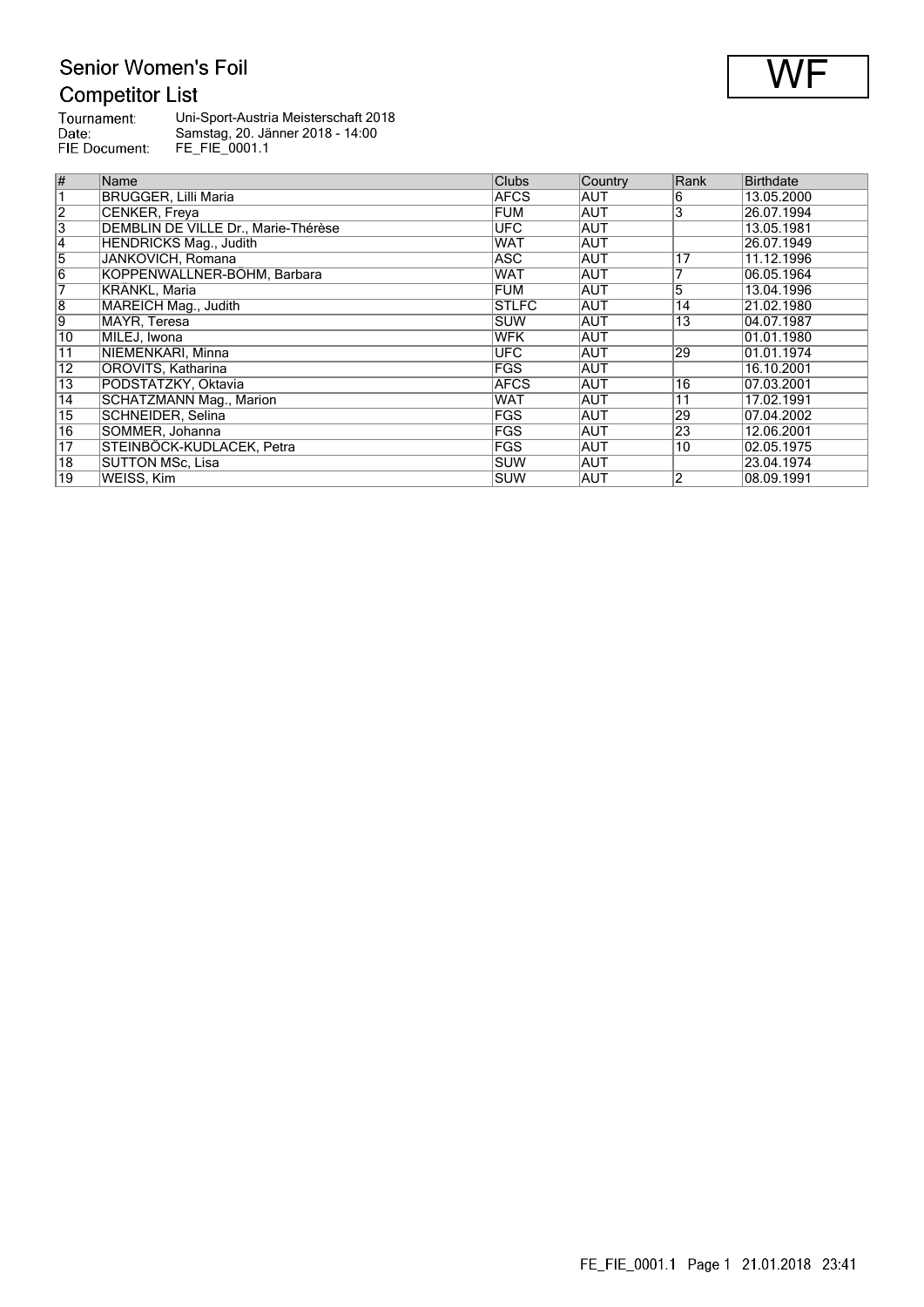# Senior Women's Foil

## Competitor List

WF

Tournament: Uni-Sport-Austria Meisterschaft 2018
Date: Samstag, 20. Jänner 2018 - 14:00
FIE Document: FE_FIE_0001.1

| # | Name | Clubs | Country | Rank | Birthdate |
|---|---|---|---|---|---|
| 1 | BRUGGER, Lilli Maria | AFCS | AUT | 6 | 13.05.2000 |
| 2 | CENKER, Freya | FUM | AUT | 3 | 26.07.1994 |
| 3 | DEMBLIN DE VILLE Dr., Marie-Thérèse | UFC | AUT | | 13.05.1981 |
| 4 | HENDRICKS Mag., Judith | WAT | AUT | | 26.07.1949 |
| 5 | JANKOVICH, Romana | ASC | AUT | 17 | 11.12.1996 |
| 6 | KOPPENWALLNER-BÖHM, Barbara | WAT | AUT | 7 | 06.05.1964 |
| 7 | KRÄNKL, Maria | FUM | AUT | 5 | 13.04.1996 |
| 8 | MAREICH Mag., Judith | STLFC | AUT | 14 | 21.02.1980 |
| 9 | MAYR, Teresa | SUW | AUT | 13 | 04.07.1987 |
| 10 | MILEJ, Iwona | WFK | AUT | | 01.01.1980 |
| 11 | NIEMENKARI, Minna | UFC | AUT | 29 | 01.01.1974 |
| 12 | OROVITS, Katharina | FGS | AUT | | 16.10.2001 |
| 13 | PODSTATZKY, Oktavia | AFCS | AUT | 16 | 07.03.2001 |
| 14 | SCHATZMANN Mag., Marion | WAT | AUT | 11 | 17.02.1991 |
| 15 | SCHNEIDER, Selina | FGS | AUT | 29 | 07.04.2002 |
| 16 | SOMMER, Johanna | FGS | AUT | 23 | 12.06.2001 |
| 17 | STEINBÖCK-KUDLACEK, Petra | FGS | AUT | 10 | 02.05.1975 |
| 18 | SUTTON MSc, Lisa | SUW | AUT | | 23.04.1974 |
| 19 | WEISS, Kim | SUW | AUT | 2 | 08.09.1991 |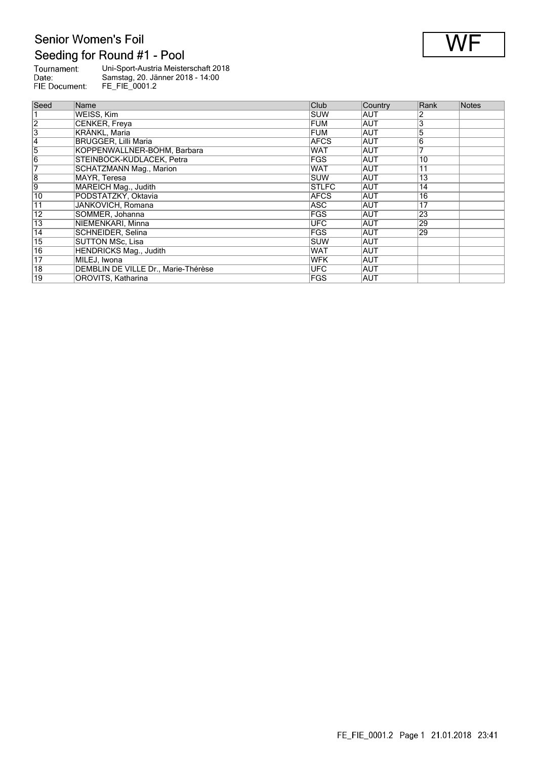# Senior Women's Foil

## Seeding for Round #1 - Pool

**WF**

Tournament: Uni-Sport-Austria Meisterschaft 2018
Date: Samstag, 20. Jänner 2018 - 14:00
FIE Document: FE_FIE_0001.2

| Seed | Name | Club | Country | Rank | Notes |
|---|---|---|---|---|---|
| 1 | WEISS, Kim | SUW | AUT | 2 | |
| 2 | CENKER, Freya | FUM | AUT | 3 | |
| 3 | KRÄNKL, Maria | FUM | AUT | 5 | |
| 4 | BRUGGER, Lilli Maria | AFCS | AUT | 6 | |
| 5 | KOPPENWALLNER-BÖHM, Barbara | WAT | AUT | 7 | |
| 6 | STEINBÖCK-KUDLACEK, Petra | FGS | AUT | 10 | |
| 7 | SCHATZMANN Mag., Marion | WAT | AUT | 11 | |
| 8 | MAYR, Teresa | SUW | AUT | 13 | |
| 9 | MAREICH Mag., Judith | STLFC | AUT | 14 | |
| 10 | PODSTATZKY, Oktavia | AFCS | AUT | 16 | |
| 11 | JANKOVICH, Romana | ASC | AUT | 17 | |
| 12 | SOMMER, Johanna | FGS | AUT | 23 | |
| 13 | NIEMENKARI, Minna | UFC | AUT | 29 | |
| 14 | SCHNEIDER, Selina | FGS | AUT | 29 | |
| 15 | SUTTON MSc, Lisa | SUW | AUT | | |
| 16 | HENDRICKS Mag., Judith | WAT | AUT | | |
| 17 | MILEJ, Iwona | WFK | AUT | | |
| 18 | DEMBLIN DE VILLE Dr., Marie-Thérèse | UFC | AUT | | |
| 19 | OROVITS, Katharina | FGS | AUT | | |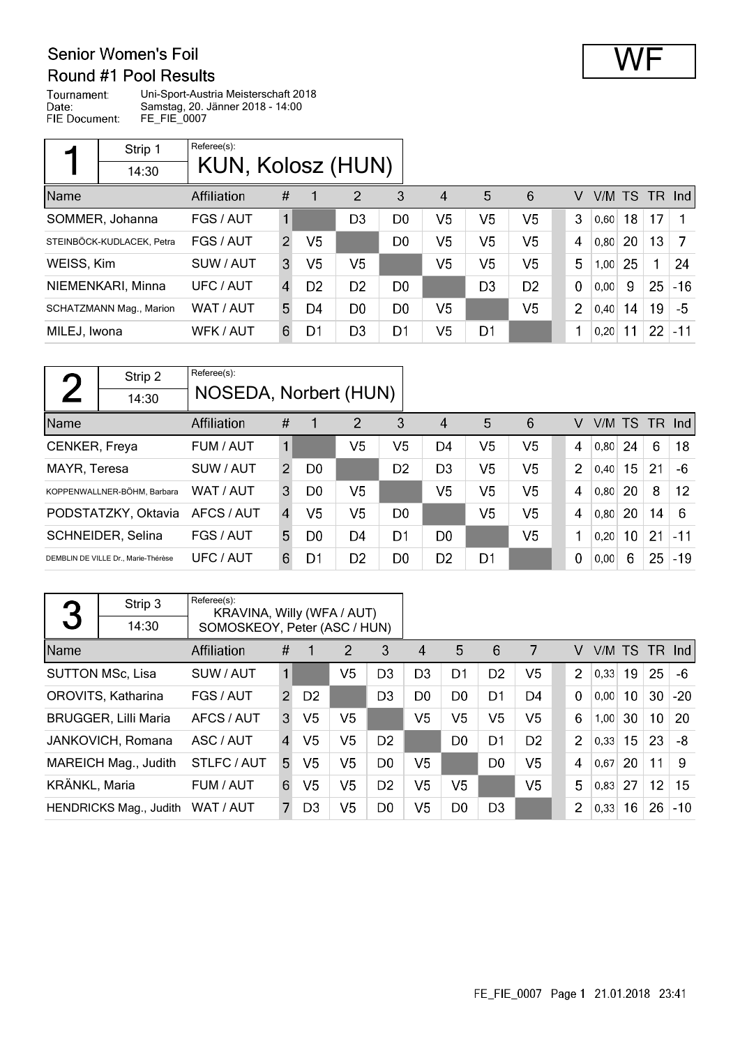# Senior Women's Foil

## Round #1 Pool Results

**WF**

Tournament: Uni-Sport-Austria Meisterschaft 2018
Date: Samstag, 20. Jänner 2018 - 14:00
FIE Document: FE_FIE_0007

### 1

Strip 1 — 14:30

Referee(s): KUN, Kolosz (HUN)

| Name | Affiliation | # | 1 | 2 | 3 | 4 | 5 | 6 | V | V/M | TS | TR | Ind |
|---|---|---|---|---|---|---|---|---|---|---|---|---|---|
| SOMMER, Johanna | FGS / AUT | 1 | | D3 | D0 | V5 | V5 | V5 | 3 | 0,60 | 18 | 17 | 1 |
| STEINBÖCK-KUDLACEK, Petra | FGS / AUT | 2 | V5 | | D0 | V5 | V5 | V5 | 4 | 0,80 | 20 | 13 | 7 |
| WEISS, Kim | SUW / AUT | 3 | V5 | V5 | | V5 | V5 | V5 | 5 | 1,00 | 25 | 1 | 24 |
| NIEMENKARI, Minna | UFC / AUT | 4 | D2 | D2 | D0 | | D3 | D2 | 0 | 0,00 | 9 | 25 | -16 |
| SCHATZMANN Mag., Marion | WAT / AUT | 5 | D4 | D0 | D0 | V5 | | V5 | 2 | 0,40 | 14 | 19 | -5 |
| MILEJ, Iwona | WFK / AUT | 6 | D1 | D3 | D1 | V5 | D1 | | 1 | 0,20 | 11 | 22 | -11 |

### 2

Strip 2 — 14:30

Referee(s): NOSEDA, Norbert (HUN)

| Name | Affiliation | # | 1 | 2 | 3 | 4 | 5 | 6 | V | V/M | TS | TR | Ind |
|---|---|---|---|---|---|---|---|---|---|---|---|---|---|
| CENKER, Freya | FUM / AUT | 1 | | V5 | V5 | D4 | V5 | V5 | 4 | 0,80 | 24 | 6 | 18 |
| MAYR, Teresa | SUW / AUT | 2 | D0 | | D2 | D3 | V5 | V5 | 2 | 0,40 | 15 | 21 | -6 |
| KOPPENWALLNER-BÖHM, Barbara | WAT / AUT | 3 | D0 | V5 | | V5 | V5 | V5 | 4 | 0,80 | 20 | 8 | 12 |
| PODSTATZKY, Oktavia | AFCS / AUT | 4 | V5 | V5 | D0 | | V5 | V5 | 4 | 0,80 | 20 | 14 | 6 |
| SCHNEIDER, Selina | FGS / AUT | 5 | D0 | D4 | D1 | D0 | | V5 | 1 | 0,20 | 10 | 21 | -11 |
| DEMBLIN DE VILLE Dr., Marie-Thérèse | UFC / AUT | 6 | D1 | D2 | D0 | D2 | D1 | | 0 | 0,00 | 6 | 25 | -19 |

### 3

Strip 3 — 14:30

Referee(s): KRAVINA, Willy (WFA / AUT); SOMOSKEOY, Peter (ASC / HUN)

| Name | Affiliation | # | 1 | 2 | 3 | 4 | 5 | 6 | 7 | V | V/M | TS | TR | Ind |
|---|---|---|---|---|---|---|---|---|---|---|---|---|---|---|
| SUTTON MSc, Lisa | SUW / AUT | 1 | | V5 | D3 | D3 | D1 | D2 | V5 | 2 | 0,33 | 19 | 25 | -6 |
| OROVITS, Katharina | FGS / AUT | 2 | D2 | | D3 | D0 | D0 | D1 | D4 | 0 | 0,00 | 10 | 30 | -20 |
| BRUGGER, Lilli Maria | AFCS / AUT | 3 | V5 | V5 | | V5 | V5 | V5 | V5 | 6 | 1,00 | 30 | 10 | 20 |
| JANKOVICH, Romana | ASC / AUT | 4 | V5 | V5 | D2 | | D0 | D1 | D2 | 2 | 0,33 | 15 | 23 | -8 |
| MAREICH Mag., Judith | STLFC / AUT | 5 | V5 | V5 | D0 | V5 | | D0 | V5 | 4 | 0,67 | 20 | 11 | 9 |
| KRÄNKL, Maria | FUM / AUT | 6 | V5 | V5 | D2 | V5 | V5 | | V5 | 5 | 0,83 | 27 | 12 | 15 |
| HENDRICKS Mag., Judith | WAT / AUT | 7 | D3 | V5 | D0 | V5 | D0 | D3 | | 2 | 0,33 | 16 | 26 | -10 |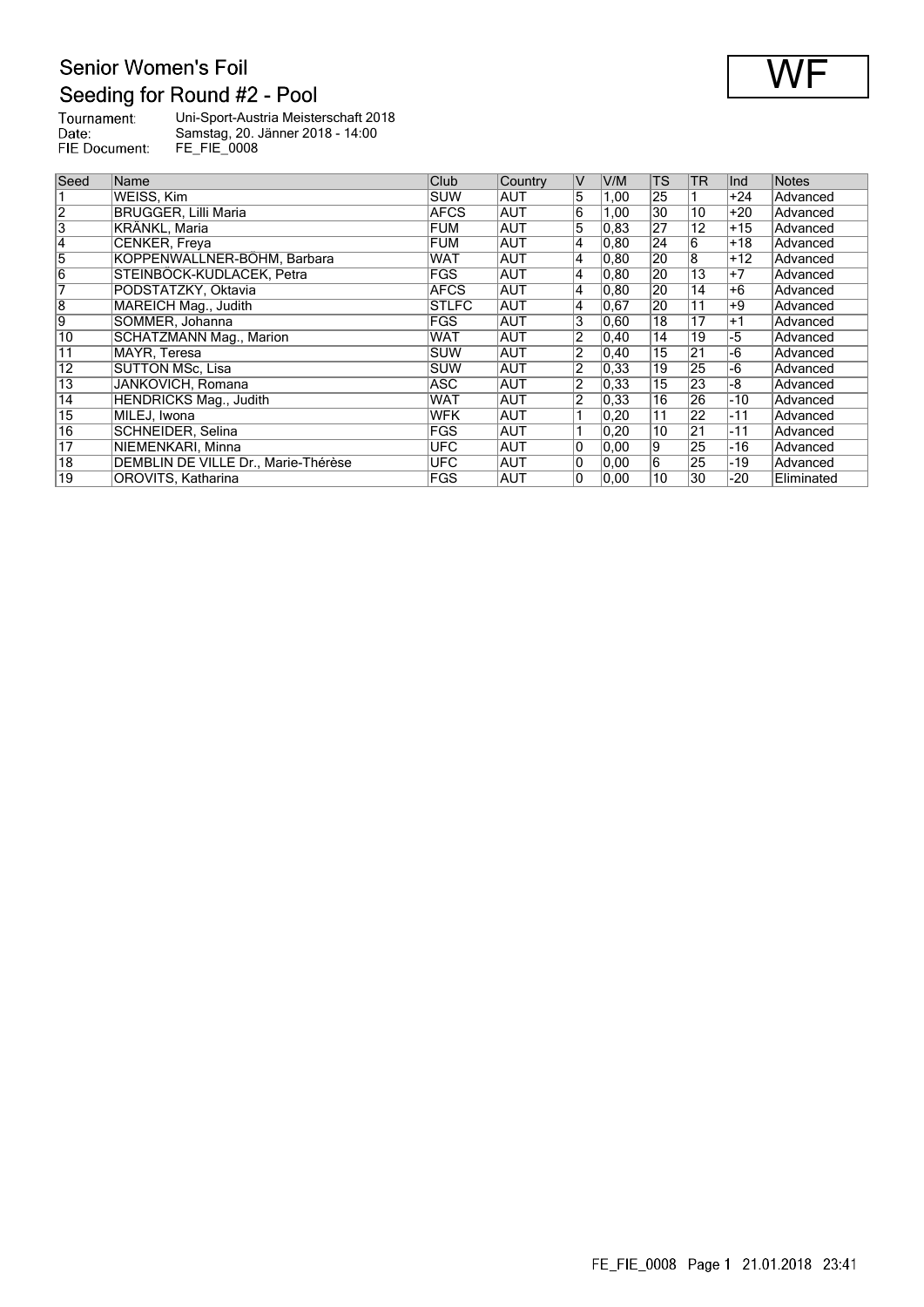# Senior Women's Foil

## Seeding for Round #2 - Pool

**WF**

Tournament: Uni-Sport-Austria Meisterschaft 2018
Date: Samstag, 20. Jänner 2018 - 14:00
FIE Document: FE_FIE_0008

| Seed | Name | Club | Country | V | V/M | TS | TR | Ind | Notes |
|---|---|---|---|---|---|---|---|---|---|
| 1 | WEISS, Kim | SUW | AUT | 5 | 1,00 | 25 | 1 | +24 | Advanced |
| 2 | BRUGGER, Lilli Maria | AFCS | AUT | 6 | 1,00 | 30 | 10 | +20 | Advanced |
| 3 | KRÄNKL, Maria | FUM | AUT | 5 | 0,83 | 27 | 12 | +15 | Advanced |
| 4 | CENKER, Freya | FUM | AUT | 4 | 0,80 | 24 | 6 | +18 | Advanced |
| 5 | KOPPENWALLNER-BÖHM, Barbara | WAT | AUT | 4 | 0,80 | 20 | 8 | +12 | Advanced |
| 6 | STEINBÖCK-KUDLACEK, Petra | FGS | AUT | 4 | 0,80 | 20 | 13 | +7 | Advanced |
| 7 | PODSTATZKY, Oktavia | AFCS | AUT | 4 | 0,80 | 20 | 14 | +6 | Advanced |
| 8 | MAREICH Mag., Judith | STLFC | AUT | 4 | 0,67 | 20 | 11 | +9 | Advanced |
| 9 | SOMMER, Johanna | FGS | AUT | 3 | 0,60 | 18 | 17 | +1 | Advanced |
| 10 | SCHATZMANN Mag., Marion | WAT | AUT | 2 | 0,40 | 14 | 19 | -5 | Advanced |
| 11 | MAYR, Teresa | SUW | AUT | 2 | 0,40 | 15 | 21 | -6 | Advanced |
| 12 | SUTTON MSc, Lisa | SUW | AUT | 2 | 0,33 | 19 | 25 | -6 | Advanced |
| 13 | JANKOVICH, Romana | ASC | AUT | 2 | 0,33 | 15 | 23 | -8 | Advanced |
| 14 | HENDRICKS Mag., Judith | WAT | AUT | 2 | 0,33 | 16 | 26 | -10 | Advanced |
| 15 | MILEJ, Iwona | WFK | AUT | 1 | 0,20 | 11 | 22 | -11 | Advanced |
| 16 | SCHNEIDER, Selina | FGS | AUT | 1 | 0,20 | 10 | 21 | -11 | Advanced |
| 17 | NIEMENKARI, Minna | UFC | AUT | 0 | 0,00 | 9 | 25 | -16 | Advanced |
| 18 | DEMBLIN DE VILLE Dr., Marie-Thérèse | UFC | AUT | 0 | 0,00 | 6 | 25 | -19 | Advanced |
| 19 | OROVITS, Katharina | FGS | AUT | 0 | 0,00 | 10 | 30 | -20 | Eliminated |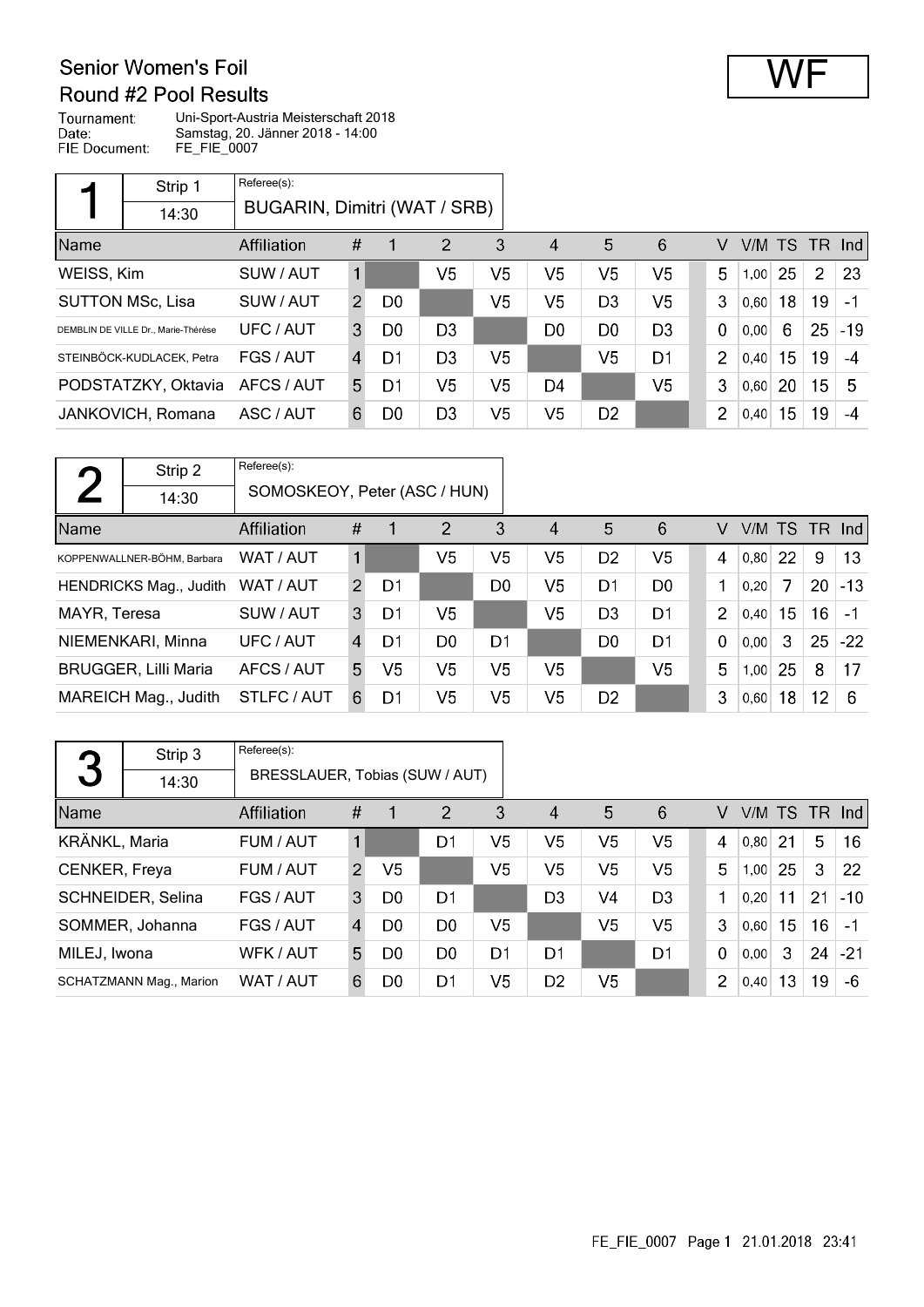# Senior Women's Foil
## Round #2 Pool Results

**WF**

Tournament: Uni-Sport-Austria Meisterschaft 2018
Date: Samstag, 20. Jänner 2018 - 14:00
FIE Document: FE_FIE_0007

### 1 — Strip 1 — 14:30

Referee(s): BUGARIN, Dimitri (WAT / SRB)

| Name | Affiliation | # | 1 | 2 | 3 | 4 | 5 | 6 | V | V/M | TS | TR | Ind |
|---|---|---|---|---|---|---|---|---|---|---|---|---|---|
| WEISS, Kim | SUW / AUT | 1 | | V5 | V5 | V5 | V5 | V5 | 5 | 1,00 | 25 | 2 | 23 |
| SUTTON MSc, Lisa | SUW / AUT | 2 | D0 | | V5 | V5 | D3 | V5 | 3 | 0,60 | 18 | 19 | -1 |
| DEMBLIN DE VILLE Dr., Marie-Thérèse | UFC / AUT | 3 | D0 | D3 | | D0 | D0 | D3 | 0 | 0,00 | 6 | 25 | -19 |
| STEINBÖCK-KUDLACEK, Petra | FGS / AUT | 4 | D1 | D3 | V5 | | V5 | D1 | 2 | 0,40 | 15 | 19 | -4 |
| PODSTATZKY, Oktavia | AFCS / AUT | 5 | D1 | V5 | V5 | D4 | | V5 | 3 | 0,60 | 20 | 15 | 5 |
| JANKOVICH, Romana | ASC / AUT | 6 | D0 | D3 | V5 | V5 | D2 | | 2 | 0,40 | 15 | 19 | -4 |

### 2 — Strip 2 — 14:30

Referee(s): SOMOSKEOY, Peter (ASC / HUN)

| Name | Affiliation | # | 1 | 2 | 3 | 4 | 5 | 6 | V | V/M | TS | TR | Ind |
|---|---|---|---|---|---|---|---|---|---|---|---|---|---|
| KOPPENWALLNER-BÖHM, Barbara | WAT / AUT | 1 | | V5 | V5 | V5 | D2 | V5 | 4 | 0,80 | 22 | 9 | 13 |
| HENDRICKS Mag., Judith | WAT / AUT | 2 | D1 | | D0 | V5 | D1 | D0 | 1 | 0,20 | 7 | 20 | -13 |
| MAYR, Teresa | SUW / AUT | 3 | D1 | V5 | | V5 | D3 | D1 | 2 | 0,40 | 15 | 16 | -1 |
| NIEMENKARI, Minna | UFC / AUT | 4 | D1 | D0 | D1 | | D0 | D1 | 0 | 0,00 | 3 | 25 | -22 |
| BRUGGER, Lilli Maria | AFCS / AUT | 5 | V5 | V5 | V5 | V5 | | V5 | 5 | 1,00 | 25 | 8 | 17 |
| MAREICH Mag., Judith | STLFC / AUT | 6 | D1 | V5 | V5 | V5 | D2 | | 3 | 0,60 | 18 | 12 | 6 |

### 3 — Strip 3 — 14:30

Referee(s): BRESSLAUER, Tobias (SUW / AUT)

| Name | Affiliation | # | 1 | 2 | 3 | 4 | 5 | 6 | V | V/M | TS | TR | Ind |
|---|---|---|---|---|---|---|---|---|---|---|---|---|---|
| KRÄNKL, Maria | FUM / AUT | 1 | | D1 | V5 | V5 | V5 | V5 | 4 | 0,80 | 21 | 5 | 16 |
| CENKER, Freya | FUM / AUT | 2 | V5 | | V5 | V5 | V5 | V5 | 5 | 1,00 | 25 | 3 | 22 |
| SCHNEIDER, Selina | FGS / AUT | 3 | D0 | D1 | | D3 | V4 | D3 | 1 | 0,20 | 11 | 21 | -10 |
| SOMMER, Johanna | FGS / AUT | 4 | D0 | D0 | V5 | | V5 | V5 | 3 | 0,60 | 15 | 16 | -1 |
| MILEJ, Iwona | WFK / AUT | 5 | D0 | D0 | D1 | D1 | | D1 | 0 | 0,00 | 3 | 24 | -21 |
| SCHATZMANN Mag., Marion | WAT / AUT | 6 | D0 | D1 | V5 | D2 | V5 | | 2 | 0,40 | 13 | 19 | -6 |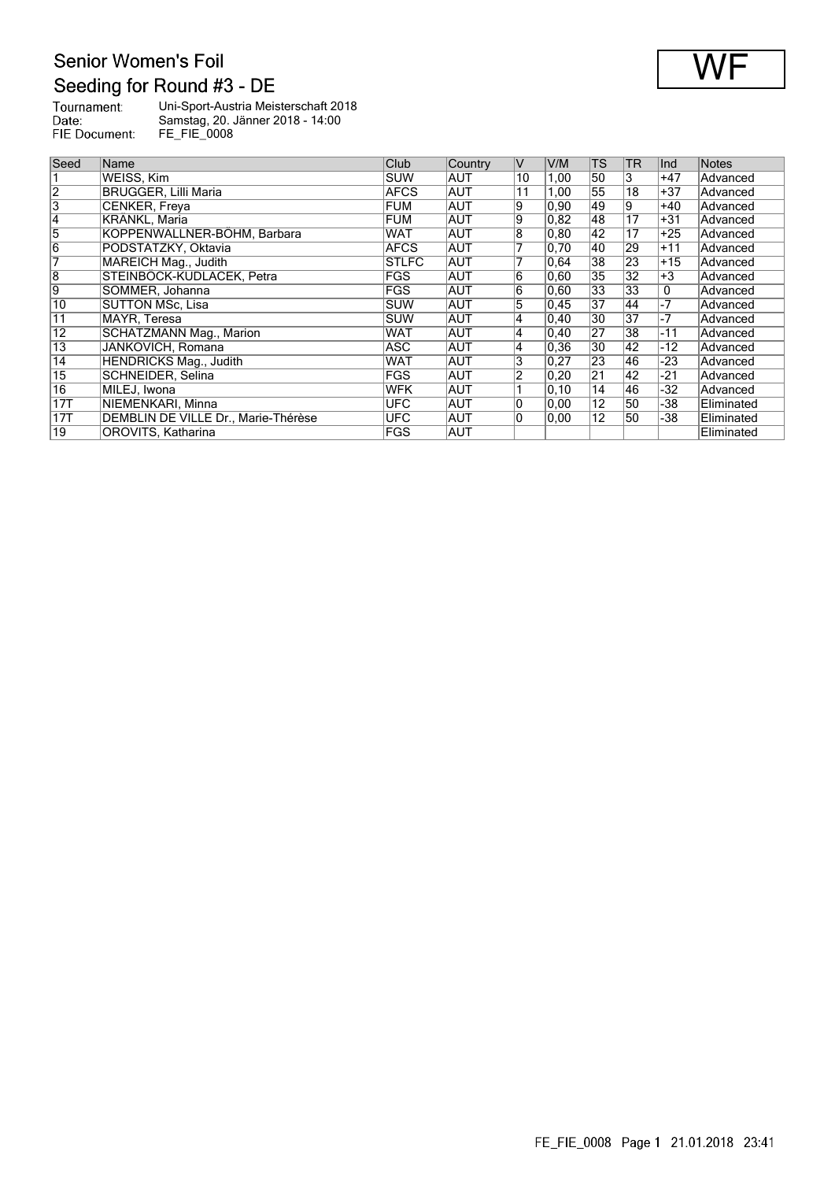# Senior Women's Foil

## Seeding for Round #3 - DE

**WF**

Tournament: Uni-Sport-Austria Meisterschaft 2018
Date: Samstag, 20. Jänner 2018 - 14:00
FIE Document: FE_FIE_0008

| Seed | Name | Club | Country | V | V/M | TS | TR | Ind | Notes |
|---|---|---|---|---|---|---|---|---|---|
| 1 | WEISS, Kim | SUW | AUT | 10 | 1,00 | 50 | 3 | +47 | Advanced |
| 2 | BRUGGER, Lilli Maria | AFCS | AUT | 11 | 1,00 | 55 | 18 | +37 | Advanced |
| 3 | CENKER, Freya | FUM | AUT | 9 | 0,90 | 49 | 9 | +40 | Advanced |
| 4 | KRÄNKL, Maria | FUM | AUT | 9 | 0,82 | 48 | 17 | +31 | Advanced |
| 5 | KOPPENWALLNER-BÖHM, Barbara | WAT | AUT | 8 | 0,80 | 42 | 17 | +25 | Advanced |
| 6 | PODSTATZKY, Oktavia | AFCS | AUT | 7 | 0,70 | 40 | 29 | +11 | Advanced |
| 7 | MAREICH Mag., Judith | STLFC | AUT | 7 | 0,64 | 38 | 23 | +15 | Advanced |
| 8 | STEINBÖCK-KUDLACEK, Petra | FGS | AUT | 6 | 0,60 | 35 | 32 | +3 | Advanced |
| 9 | SOMMER, Johanna | FGS | AUT | 6 | 0,60 | 33 | 33 | 0 | Advanced |
| 10 | SUTTON MSc, Lisa | SUW | AUT | 5 | 0,45 | 37 | 44 | -7 | Advanced |
| 11 | MAYR, Teresa | SUW | AUT | 4 | 0,40 | 30 | 37 | -7 | Advanced |
| 12 | SCHATZMANN Mag., Marion | WAT | AUT | 4 | 0,40 | 27 | 38 | -11 | Advanced |
| 13 | JANKOVICH, Romana | ASC | AUT | 4 | 0,36 | 30 | 42 | -12 | Advanced |
| 14 | HENDRICKS Mag., Judith | WAT | AUT | 3 | 0,27 | 23 | 46 | -23 | Advanced |
| 15 | SCHNEIDER, Selina | FGS | AUT | 2 | 0,20 | 21 | 42 | -21 | Advanced |
| 16 | MILEJ, Iwona | WFK | AUT | 1 | 0,10 | 14 | 46 | -32 | Advanced |
| 17T | NIEMENKARI, Minna | UFC | AUT | 0 | 0,00 | 12 | 50 | -38 | Eliminated |
| 17T | DEMBLIN DE VILLE Dr., Marie-Thérèse | UFC | AUT | 0 | 0,00 | 12 | 50 | -38 | Eliminated |
| 19 | OROVITS, Katharina | FGS | AUT | | | | | | Eliminated |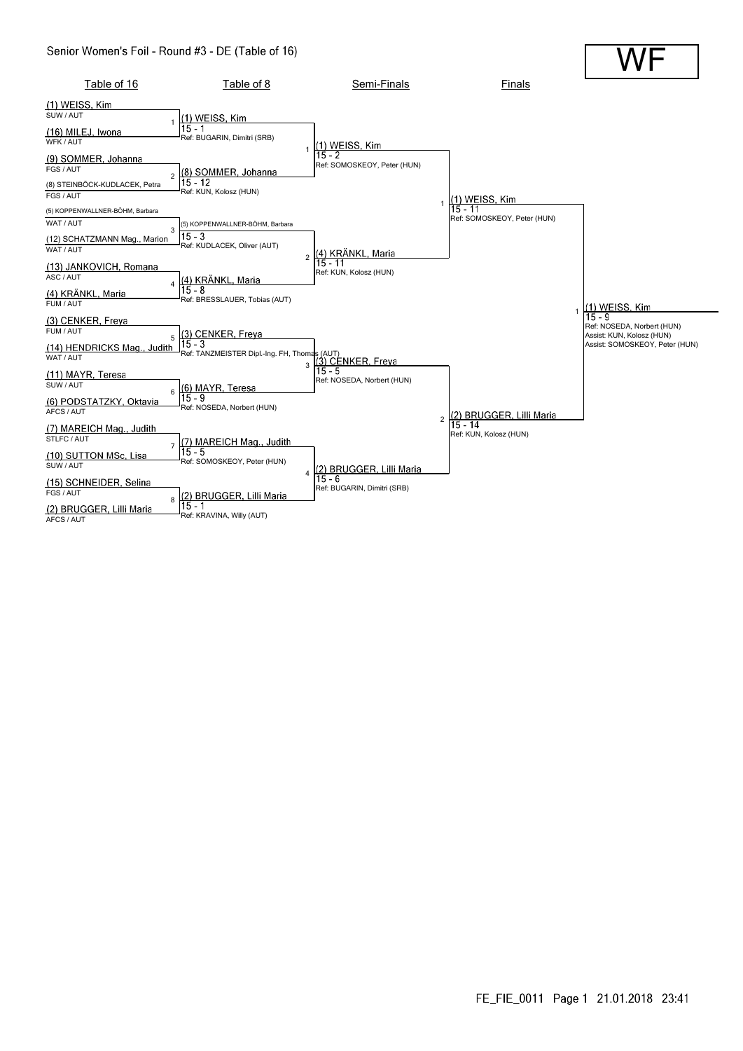# Senior Women's Foil - Round #3 - DE (Table of 16)

**WF**

## Table of 16

| # | Fencer A | Fencer B |
|---|---|---|
| 1 | (1) WEISS, Kim — SUW / AUT | (16) MILEJ, Iwona — WFK / AUT |
| 2 | (9) SOMMER, Johanna — FGS / AUT | (8) STEINBÖCK-KUDLACEK, Petra — FGS / AUT |
| 3 | (5) KOPPENWALLNER-BÖHM, Barbara — WAT / AUT | (12) SCHATZMANN Mag., Marion — WAT / AUT |
| 4 | (13) JANKOVICH, Romana — ASC / AUT | (4) KRÄNKL, Maria — FUM / AUT |
| 5 | (3) CENKER, Freya — FUM / AUT | (14) HENDRICKS Mag., Judith — WAT / AUT |
| 6 | (11) MAYR, Teresa — SUW / AUT | (6) PODSTATZKY, Oktavia — AFCS / AUT |
| 7 | (7) MAREICH Mag., Judith — STLFC / AUT | (10) SUTTON MSc, Lisa — SUW / AUT |
| 8 | (15) SCHNEIDER, Selina — FGS / AUT | (2) BRUGGER, Lilli Maria — AFCS / AUT |

## Table of 8

| # | Winner | Score | Referee |
|---|---|---|---|
| 1 | (1) WEISS, Kim | 15 - 1 | Ref: BUGARIN, Dimitri (SRB) |
| 2 | (8) SOMMER, Johanna | 15 - 12 | Ref: KUN, Kolosz (HUN) |
| 3 | (5) KOPPENWALLNER-BÖHM, Barbara | 15 - 3 | Ref: KUDLACEK, Oliver (AUT) |
| 4 | (4) KRÄNKL, Maria | 15 - 8 | Ref: BRESSLAUER, Tobias (AUT) |
| 5 | (3) CENKER, Freya | 15 - 3 | Ref: TANZMEISTER Dipl.-Ing. FH, Thomas (AUT) |
| 6 | (6) MAYR, Teresa | 15 - 9 | Ref: NOSEDA, Norbert (HUN) |
| 7 | (7) MAREICH Mag., Judith | 15 - 5 | Ref: SOMOSKEOY, Peter (HUN) |
| 8 | (2) BRUGGER, Lilli Maria | 15 - 1 | Ref: KRAVINA, Willy (AUT) |

## Semi-Finals

| # | Winner | Score | Referee |
|---|---|---|---|
| 1 | (1) WEISS, Kim | 15 - 2 | Ref: SOMOSKEOY, Peter (HUN) |
| 2 | (4) KRÄNKL, Maria | 15 - 11 | Ref: KUN, Kolosz (HUN) |
| 3 | (3) CENKER, Freya | 15 - 5 | Ref: NOSEDA, Norbert (HUN) |
| 4 | (2) BRUGGER, Lilli Maria | 15 - 6 | Ref: BUGARIN, Dimitri (SRB) |

## Finals

| # | Winner | Score | Referee |
|---|---|---|---|
| 1 | (1) WEISS, Kim | 15 - 11 | Ref: SOMOSKEOY, Peter (HUN) |
| 2 | (2) BRUGGER, Lilli Maria | 15 - 14 | Ref: KUN, Kolosz (HUN) |

## Winner

| # | Winner | Score | Referee |
|---|---|---|---|
| 1 | (1) WEISS, Kim | 15 - 9 | Ref: NOSEDA, Norbert (HUN); Assist: KUN, Kolosz (HUN); Assist: SOMOSKEOY, Peter (HUN) |

FE_FIE_0011 Page 1 21.01.2018 23:41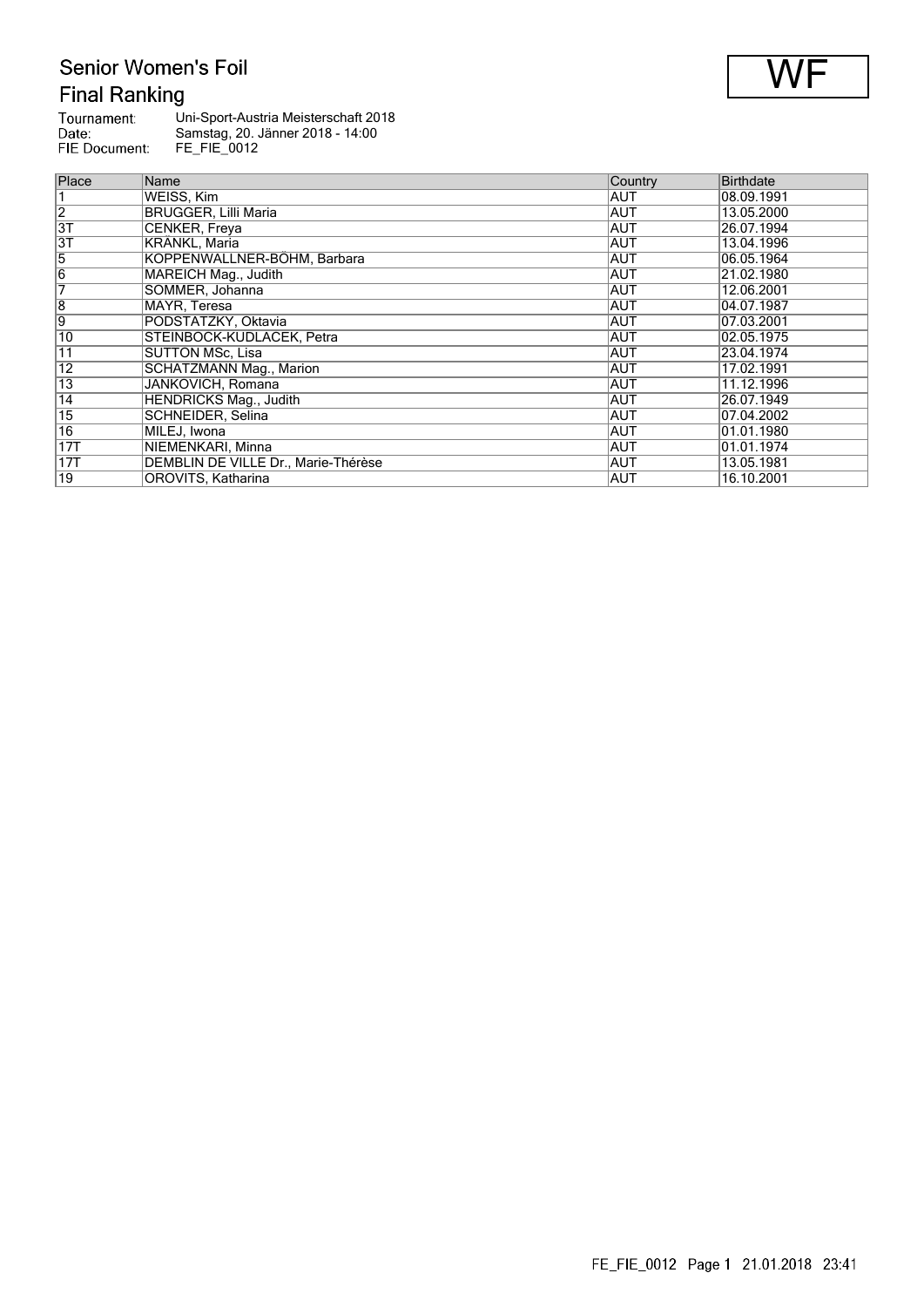# Senior Women's Foil

## Final Ranking

**WF**

Tournament: Uni-Sport-Austria Meisterschaft 2018
Date: Samstag, 20. Jänner 2018 - 14:00
FIE Document: FE_FIE_0012

| Place | Name | Country | Birthdate |
|---|---|---|---|
| 1 | WEISS, Kim | AUT | 08.09.1991 |
| 2 | BRUGGER, Lilli Maria | AUT | 13.05.2000 |
| 3T | CENKER, Freya | AUT | 26.07.1994 |
| 3T | KRANKL, Maria | AUT | 13.04.1996 |
| 5 | KOPPENWALLNER-BÖHM, Barbara | AUT | 06.05.1964 |
| 6 | MAREICH Mag., Judith | AUT | 21.02.1980 |
| 7 | SOMMER, Johanna | AUT | 12.06.2001 |
| 8 | MAYR, Teresa | AUT | 04.07.1987 |
| 9 | PODSTATZKY, Oktavia | AUT | 07.03.2001 |
| 10 | STEINBÖCK-KUDLACEK, Petra | AUT | 02.05.1975 |
| 11 | SUTTON MSc, Lisa | AUT | 23.04.1974 |
| 12 | SCHATZMANN Mag., Marion | AUT | 17.02.1991 |
| 13 | JANKOVICH, Romana | AUT | 11.12.1996 |
| 14 | HENDRICKS Mag., Judith | AUT | 26.07.1949 |
| 15 | SCHNEIDER, Selina | AUT | 07.04.2002 |
| 16 | MILEJ, Iwona | AUT | 01.01.1980 |
| 17T | NIEMENKARI, Minna | AUT | 01.01.1974 |
| 17T | DEMBLIN DE VILLE Dr., Marie-Thérèse | AUT | 13.05.1981 |
| 19 | OROVITS, Katharina | AUT | 16.10.2001 |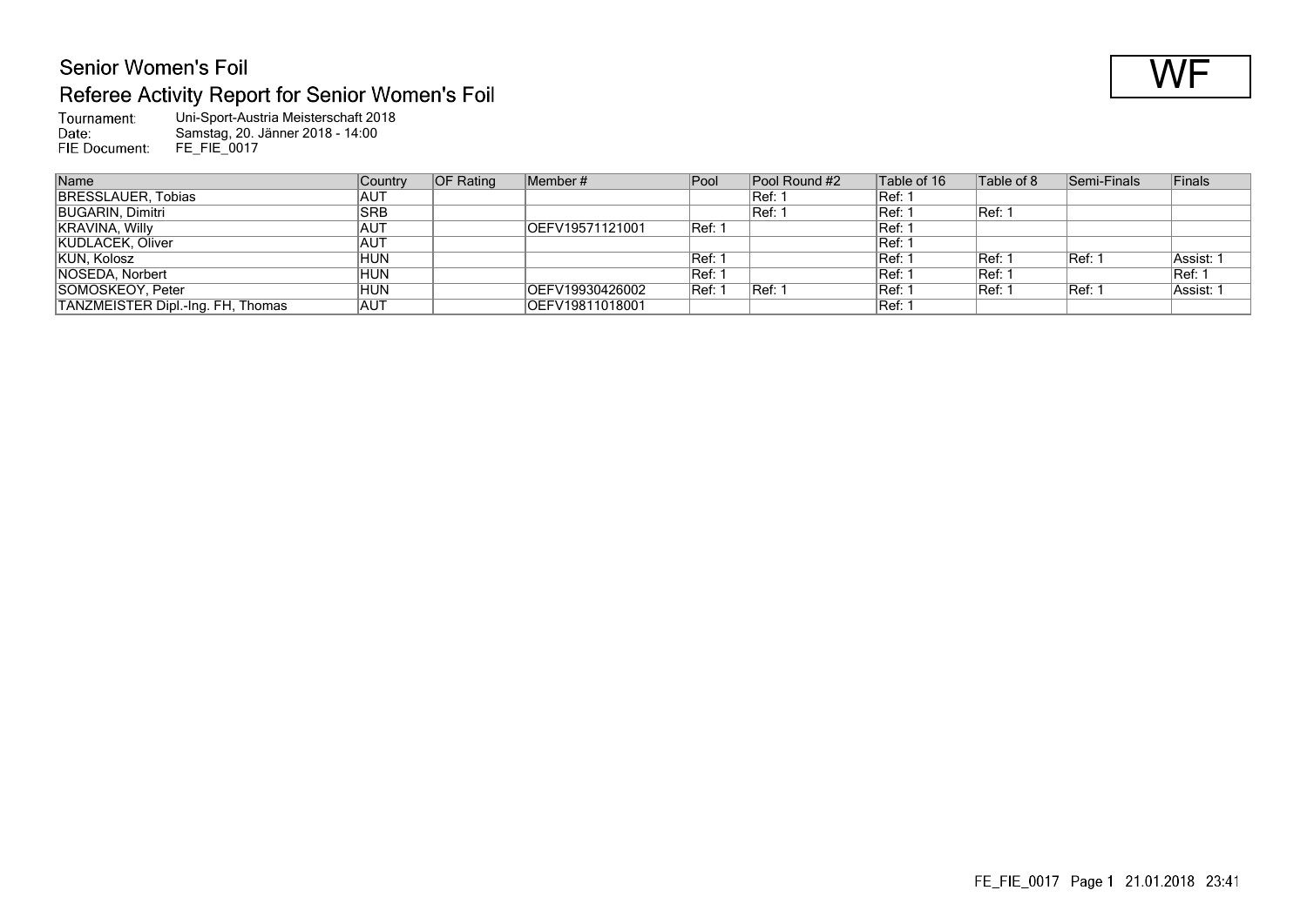# Senior Women's Foil

## Referee Activity Report for Senior Women's Foil

WF

Tournament: Uni-Sport-Austria Meisterschaft 2018
Date: Samstag, 20. Jänner 2018 - 14:00
FIE Document: FE_FIE_0017

| Name | Country | OF Rating | Member # | Pool | Pool Round #2 | Table of 16 | Table of 8 | Semi-Finals | Finals |
|---|---|---|---|---|---|---|---|---|---|
| BRESSLAUER, Tobias | AUT | | | | Ref: 1 | Ref: 1 | | | |
| BUGARIN, Dimitri | SRB | | | | Ref: 1 | Ref: 1 | Ref: 1 | | |
| KRAVINA, Willy | AUT | | OEFV19571121001 | Ref: 1 | | Ref: 1 | | | |
| KUDLACEK, Oliver | AUT | | | | | Ref: 1 | | | |
| KUN, Kolosz | HUN | | | Ref: 1 | | Ref: 1 | Ref: 1 | Ref: 1 | Assist: 1 |
| NOSEDA, Norbert | HUN | | | Ref: 1 | | Ref: 1 | Ref: 1 | | Ref: 1 |
| SOMOSKEOY, Peter | HUN | | OEFV19930426002 | Ref: 1 | Ref: 1 | Ref: 1 | Ref: 1 | Ref: 1 | Assist: 1 |
| TANZMEISTER Dipl.-Ing. FH, Thomas | AUT | | OEFV19811018001 | | | Ref: 1 | | | |